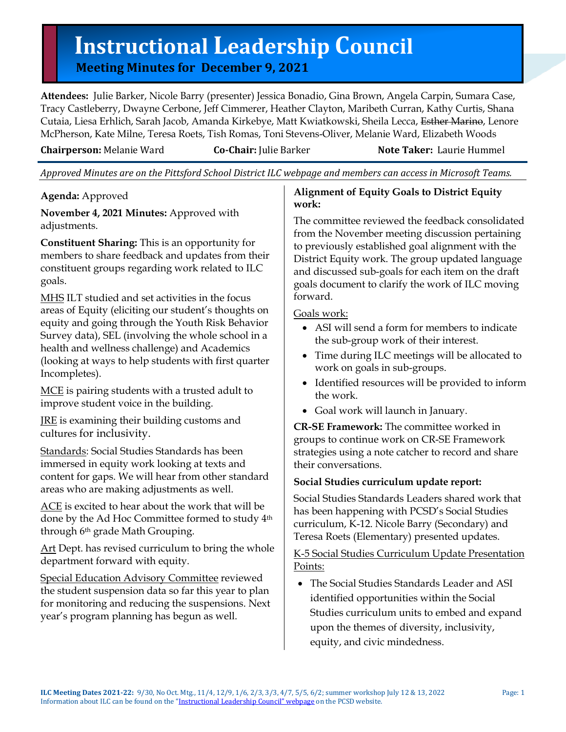# Instructional Leadership Council

## Meeting Minutes for December 9, 2021

**Attendees:** Julie Barker, Nicole Barry (presenter) Jessica Bonadio, Gina Brown, Angela Carpin, Sumara Case, Tracy Castleberry, Dwayne Cerbone, Jeff Cimmerer, Heather Clayton, Maribeth Curran, Kathy Curtis, Shana Cutaia, Liesa Erhlich, Sarah Jacob, Amanda Kirkebye, Matt Kwiatkowski, Sheila Lecca, ~~Esther Marino~~, Lenore McPherson, Kate Milne, Teresa Roets, Tish Romas, Toni Stevens-Oliver, Melanie Ward, Elizabeth Woods

**Chairperson:** Melanie Ward **Co-Chair:** Julie Barker **Note Taker:** Laurie Hummel

*Approved Minutes are on the Pittsford School District ILC webpage and members can access in Microsoft Teams.*

**Agenda:** Approved

**November 4, 2021 Minutes:** Approved with adjustments.

**Constituent Sharing:** This is an opportunity for members to share feedback and updates from their constituent groups regarding work related to ILC goals.

<u>MHS</u> ILT studied and set activities in the focus areas of Equity (eliciting our student's thoughts on equity and going through the Youth Risk Behavior Survey data), SEL (involving the whole school in a health and wellness challenge) and Academics (looking at ways to help students with first quarter Incompletes).

<u>MCE</u> is pairing students with a trusted adult to improve student voice in the building.

<u>JRE</u> is examining their building customs and cultures for inclusivity.

<u>Standards</u>: Social Studies Standards has been immersed in equity work looking at texts and content for gaps. We will hear from other standard areas who are making adjustments as well.

<u>ACE</u> is excited to hear about the work that will be done by the Ad Hoc Committee formed to study 4th through 6th grade Math Grouping.

<u>Art</u> Dept. has revised curriculum to bring the whole department forward with equity.

<u>Special Education Advisory Committee</u> reviewed the student suspension data so far this year to plan for monitoring and reducing the suspensions. Next year's program planning has begun as well.

**Alignment of Equity Goals to District Equity work:**

The committee reviewed the feedback consolidated from the November meeting discussion pertaining to previously established goal alignment with the District Equity work. The group updated language and discussed sub-goals for each item on the draft goals document to clarify the work of ILC moving forward.

<u>Goals work:</u>

- ASI will send a form for members to indicate the sub-group work of their interest.
- Time during ILC meetings will be allocated to work on goals in sub-groups.
- Identified resources will be provided to inform the work.
- Goal work will launch in January.

**CR-SE Framework:** The committee worked in groups to continue work on CR-SE Framework strategies using a note catcher to record and share their conversations.

**Social Studies curriculum update report:**

Social Studies Standards Leaders shared work that has been happening with PCSD's Social Studies curriculum, K-12. Nicole Barry (Secondary) and Teresa Roets (Elementary) presented updates.

<u>K-5 Social Studies Curriculum Update Presentation Points:</u>

- The Social Studies Standards Leader and ASI identified opportunities within the Social Studies curriculum units to embed and expand upon the themes of diversity, inclusivity, equity, and civic mindedness.

**ILC Meeting Dates 2021-22:** 9/30, No Oct. Mtg., 11/4, 12/9, 1/6, 2/3, 3/3, 4/7, 5/5, 6/2; summer workshop July 12 & 13, 2022

Information about ILC can be found on the "Instructional Leadership Council" webpage on the PCSD website.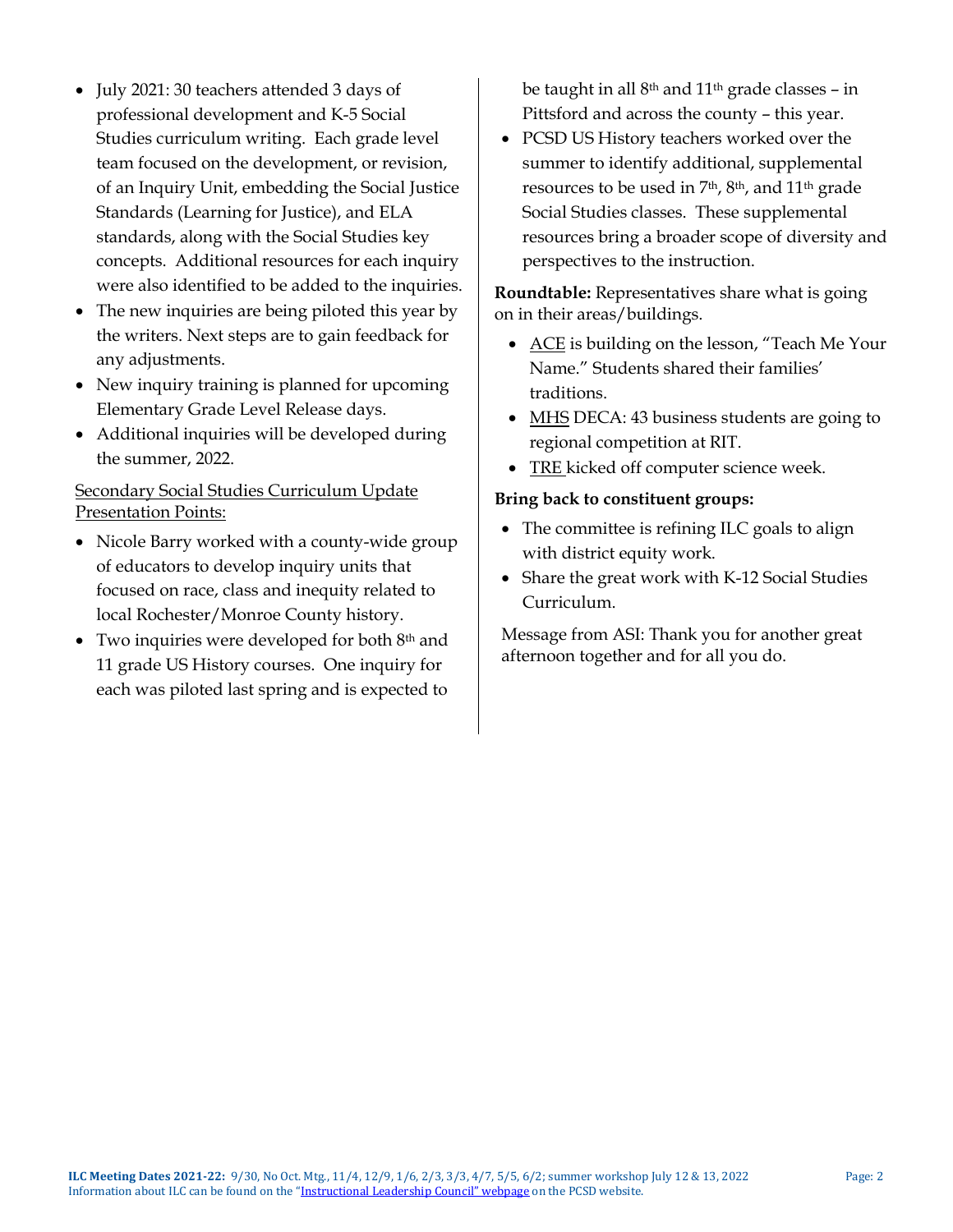- July 2021: 30 teachers attended 3 days of professional development and K-5 Social Studies curriculum writing. Each grade level team focused on the development, or revision, of an Inquiry Unit, embedding the Social Justice Standards (Learning for Justice), and ELA standards, along with the Social Studies key concepts. Additional resources for each inquiry were also identified to be added to the inquiries.
- The new inquiries are being piloted this year by the writers. Next steps are to gain feedback for any adjustments.
- New inquiry training is planned for upcoming Elementary Grade Level Release days.
- Additional inquiries will be developed during the summer, 2022.

<u>Secondary Social Studies Curriculum Update Presentation Points:</u>

- Nicole Barry worked with a county-wide group of educators to develop inquiry units that focused on race, class and inequity related to local Rochester/Monroe County history.
- Two inquiries were developed for both 8th and 11 grade US History courses. One inquiry for each was piloted last spring and is expected to be taught in all 8th and 11th grade classes – in Pittsford and across the county – this year.
- PCSD US History teachers worked over the summer to identify additional, supplemental resources to be used in 7th, 8th, and 11th grade Social Studies classes. These supplemental resources bring a broader scope of diversity and perspectives to the instruction.

**Roundtable:** Representatives share what is going on in their areas/buildings.

- <u>ACE</u> is building on the lesson, "Teach Me Your Name." Students shared their families' traditions.
- <u>MHS</u> DECA: 43 business students are going to regional competition at RIT.
- <u>TRE</u> kicked off computer science week.

**Bring back to constituent groups:**

- The committee is refining ILC goals to align with district equity work.
- Share the great work with K-12 Social Studies Curriculum.

Message from ASI: Thank you for another great afternoon together and for all you do.

**ILC Meeting Dates 2021-22:** 9/30, No Oct. Mtg., 11/4, 12/9, 1/6, 2/3, 3/3, 4/7, 5/5, 6/2; summer workshop July 12 & 13, 2022
Information about ILC can be found on the "Instructional Leadership Council" webpage on the PCSD website.